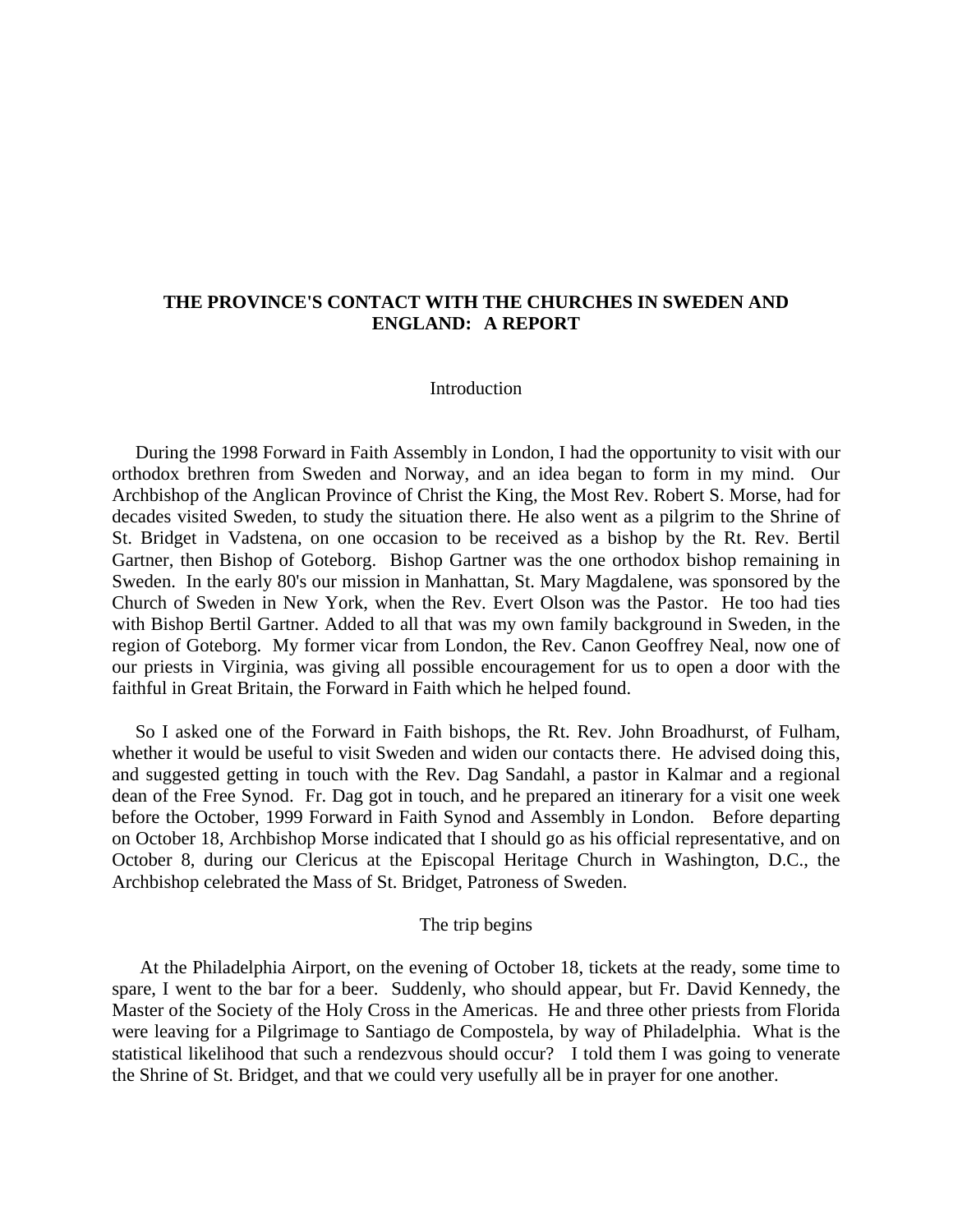# THE PROVINCE'S CONTACT WITH THE CHURCHES IN SWEDEN AND ENGLAND: A REPORT

## Introduction

During the 1998 Forward in Faith Assembly in London, I had the opportunity to visit with our orthodox brethren from Sweden and Norway, and an idea began to form in my mind. Our Archbishop of the Anglican Province of Christ the King, the Most Rev. Robert S. Morse, had for decades visited Sweden, to study the situation there. He also went as a pilgrim to the Shrine of St. Bridget in Vadstena, on one occasion to be received as a bishop by the Rt. Rev. Bertil Gartner, then Bishop of Goteborg. Bishop Gartner was the one orthodox bishop remaining in Sweden. In the early 80's our mission in Manhattan, St. Mary Magdalene, was sponsored by the Church of Sweden in New York, when the Rev. Evert Olson was the Pastor. He too had ties with Bishop Bertil Gartner. Added to all that was my own family background in Sweden, in the region of Goteborg. My former vicar from London, the Rev. Canon Geoffrey Neal, now one of our priests in Virginia, was giving all possible encouragement for us to open a door with the faithful in Great Britain, the Forward in Faith which he helped found.

So I asked one of the Forward in Faith bishops, the Rt. Rev. John Broadhurst, of Fulham, whether it would be useful to visit Sweden and widen our contacts there. He advised doing this, and suggested getting in touch with the Rev. Dag Sandahl, a pastor in Kalmar and a regional dean of the Free Synod. Fr. Dag got in touch, and he prepared an itinerary for a visit one week before the October, 1999 Forward in Faith Synod and Assembly in London. Before departing on October 18, Archbishop Morse indicated that I should go as his official representative, and on October 8, during our Clericus at the Episcopal Heritage Church in Washington, D.C., the Archbishop celebrated the Mass of St. Bridget, Patroness of Sweden.

## The trip begins

At the Philadelphia Airport, on the evening of October 18, tickets at the ready, some time to spare, I went to the bar for a beer. Suddenly, who should appear, but Fr. David Kennedy, the Master of the Society of the Holy Cross in the Americas. He and three other priests from Florida were leaving for a Pilgrimage to Santiago de Compostela, by way of Philadelphia. What is the statistical likelihood that such a rendezvous should occur? I told them I was going to venerate the Shrine of St. Bridget, and that we could very usefully all be in prayer for one another.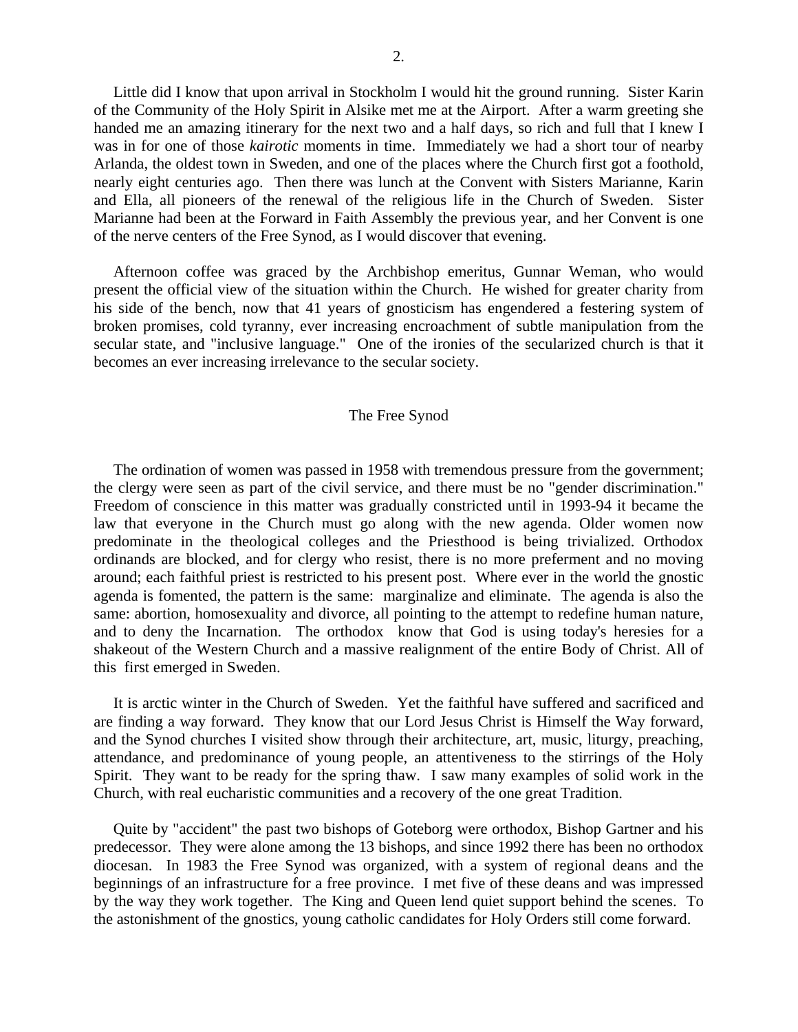Little did I know that upon arrival in Stockholm I would hit the ground running. Sister Karin of the Community of the Holy Spirit in Alsike met me at the Airport. After a warm greeting she handed me an amazing itinerary for the next two and a half days, so rich and full that I knew I was in for one of those *kairotic* moments in time. Immediately we had a short tour of nearby Arlanda, the oldest town in Sweden, and one of the places where the Church first got a foothold, nearly eight centuries ago. Then there was lunch at the Convent with Sisters Marianne, Karin and Ella, all pioneers of the renewal of the religious life in the Church of Sweden. Sister Marianne had been at the Forward in Faith Assembly the previous year, and her Convent is one of the nerve centers of the Free Synod, as I would discover that evening.

Afternoon coffee was graced by the Archbishop emeritus, Gunnar Weman, who would present the official view of the situation within the Church. He wished for greater charity from his side of the bench, now that 41 years of gnosticism has engendered a festering system of broken promises, cold tyranny, ever increasing encroachment of subtle manipulation from the secular state, and "inclusive language." One of the ironies of the secularized church is that it becomes an ever increasing irrelevance to the secular society.

## The Free Synod

The ordination of women was passed in 1958 with tremendous pressure from the government; the clergy were seen as part of the civil service, and there must be no "gender discrimination." Freedom of conscience in this matter was gradually constricted until in 1993-94 it became the law that everyone in the Church must go along with the new agenda. Older women now predominate in the theological colleges and the Priesthood is being trivialized. Orthodox ordinands are blocked, and for clergy who resist, there is no more preferment and no moving around; each faithful priest is restricted to his present post. Where ever in the world the gnostic agenda is fomented, the pattern is the same: marginalize and eliminate. The agenda is also the same: abortion, homosexuality and divorce, all pointing to the attempt to redefine human nature, and to deny the Incarnation. The orthodox know that God is using today's heresies for a shakeout of the Western Church and a massive realignment of the entire Body of Christ. All of this first emerged in Sweden.

It is arctic winter in the Church of Sweden. Yet the faithful have suffered and sacrificed and are finding a way forward. They know that our Lord Jesus Christ is Himself the Way forward, and the Synod churches I visited show through their architecture, art, music, liturgy, preaching, attendance, and predominance of young people, an attentiveness to the stirrings of the Holy Spirit. They want to be ready for the spring thaw. I saw many examples of solid work in the Church, with real eucharistic communities and a recovery of the one great Tradition.

Quite by "accident" the past two bishops of Goteborg were orthodox, Bishop Gartner and his predecessor. They were alone among the 13 bishops, and since 1992 there has been no orthodox diocesan. In 1983 the Free Synod was organized, with a system of regional deans and the beginnings of an infrastructure for a free province. I met five of these deans and was impressed by the way they work together. The King and Queen lend quiet support behind the scenes. To the astonishment of the gnostics, young catholic candidates for Holy Orders still come forward.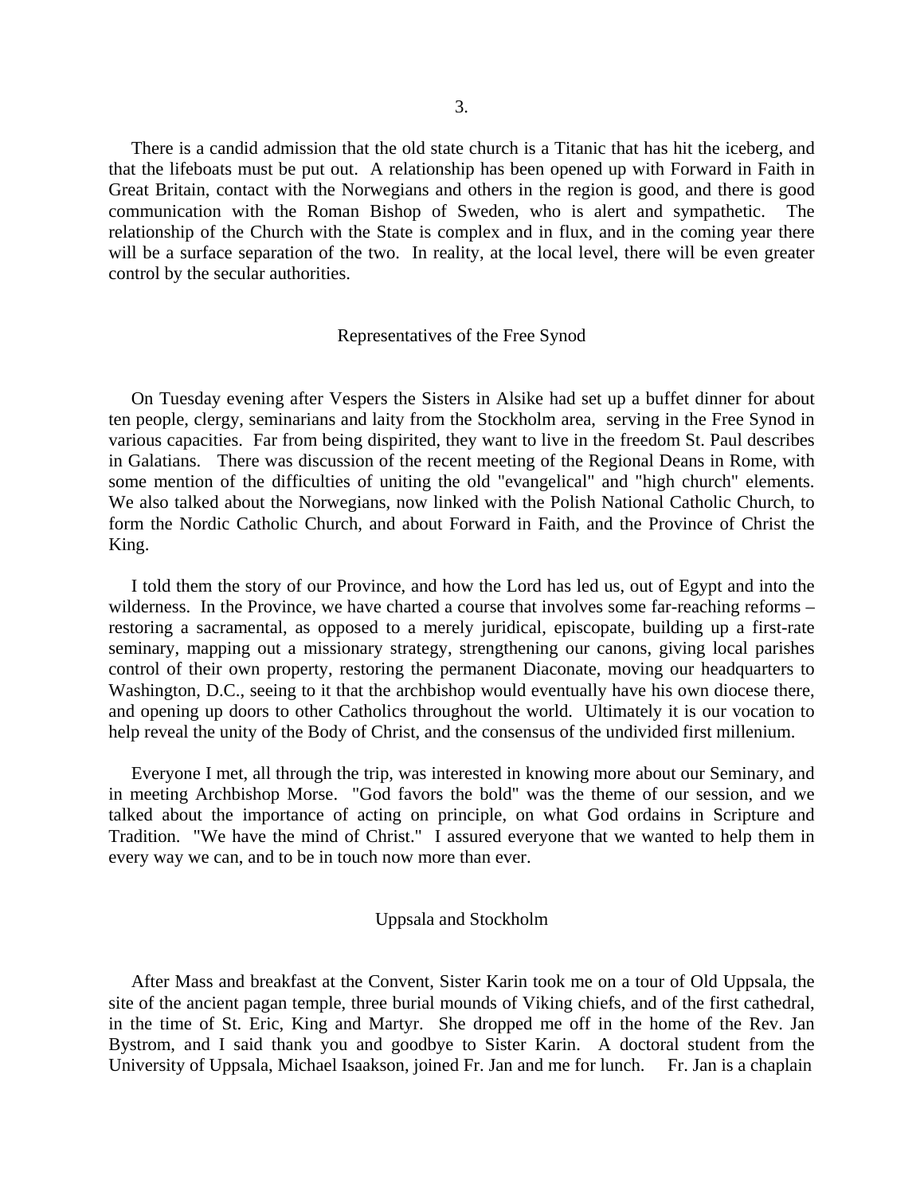There is a candid admission that the old state church is a Titanic that has hit the iceberg, and that the lifeboats must be put out. A relationship has been opened up with Forward in Faith in Great Britain, contact with the Norwegians and others in the region is good, and there is good communication with the Roman Bishop of Sweden, who is alert and sympathetic. The relationship of the Church with the State is complex and in flux, and in the coming year there will be a surface separation of the two. In reality, at the local level, there will be even greater control by the secular authorities.

## Representatives of the Free Synod

On Tuesday evening after Vespers the Sisters in Alsike had set up a buffet dinner for about ten people, clergy, seminarians and laity from the Stockholm area, serving in the Free Synod in various capacities. Far from being dispirited, they want to live in the freedom St. Paul describes in Galatians. There was discussion of the recent meeting of the Regional Deans in Rome, with some mention of the difficulties of uniting the old "evangelical" and "high church" elements. We also talked about the Norwegians, now linked with the Polish National Catholic Church, to form the Nordic Catholic Church, and about Forward in Faith, and the Province of Christ the King.

I told them the story of our Province, and how the Lord has led us, out of Egypt and into the wilderness. In the Province, we have charted a course that involves some far-reaching reforms – restoring a sacramental, as opposed to a merely juridical, episcopate, building up a first-rate seminary, mapping out a missionary strategy, strengthening our canons, giving local parishes control of their own property, restoring the permanent Diaconate, moving our headquarters to Washington, D.C., seeing to it that the archbishop would eventually have his own diocese there, and opening up doors to other Catholics throughout the world. Ultimately it is our vocation to help reveal the unity of the Body of Christ, and the consensus of the undivided first millenium.

Everyone I met, all through the trip, was interested in knowing more about our Seminary, and in meeting Archbishop Morse. "God favors the bold" was the theme of our session, and we talked about the importance of acting on principle, on what God ordains in Scripture and Tradition. "We have the mind of Christ." I assured everyone that we wanted to help them in every way we can, and to be in touch now more than ever.

## Uppsala and Stockholm

After Mass and breakfast at the Convent, Sister Karin took me on a tour of Old Uppsala, the site of the ancient pagan temple, three burial mounds of Viking chiefs, and of the first cathedral, in the time of St. Eric, King and Martyr. She dropped me off in the home of the Rev. Jan Bystrom, and I said thank you and goodbye to Sister Karin. A doctoral student from the University of Uppsala, Michael Isaakson, joined Fr. Jan and me for lunch. Fr. Jan is a chaplain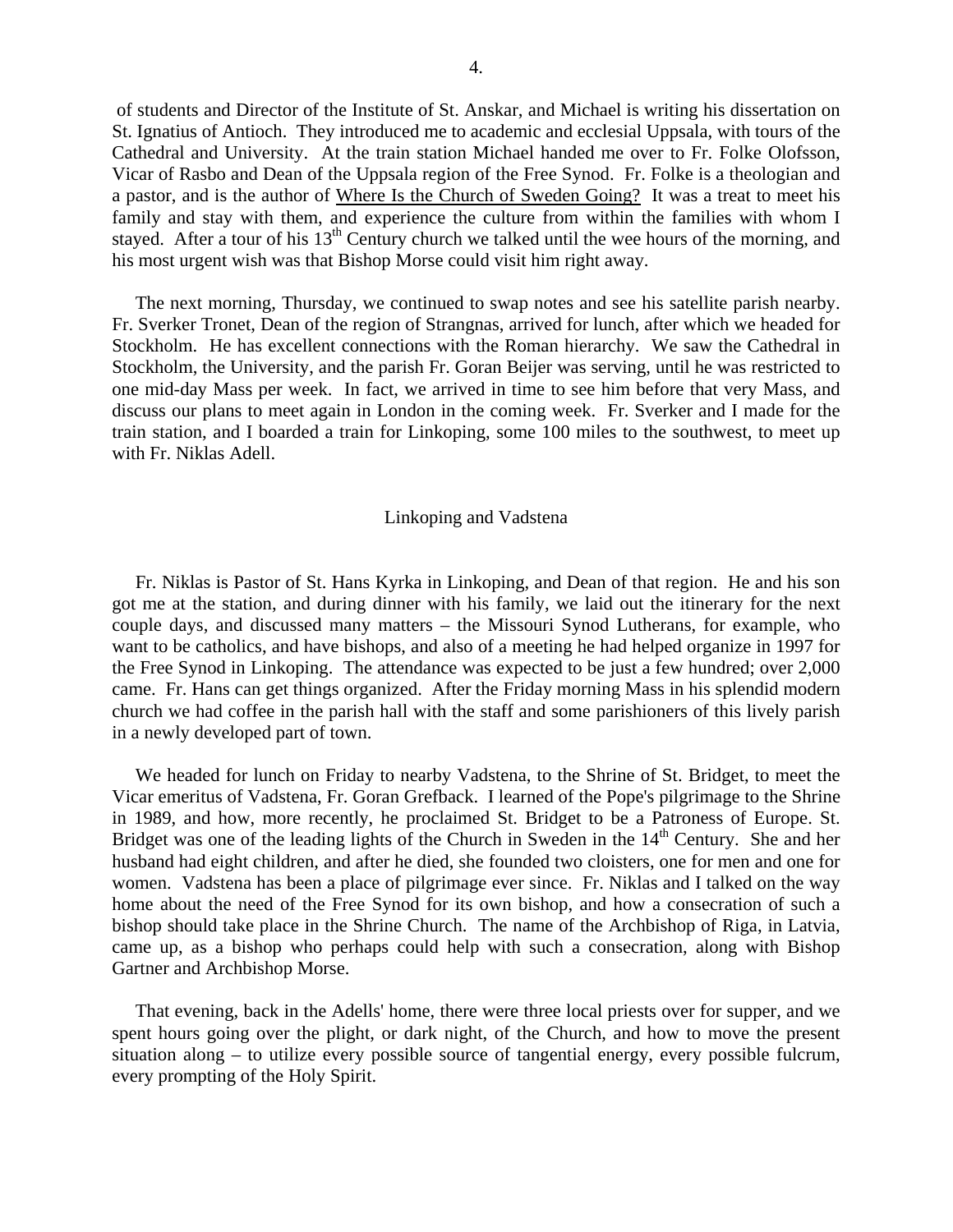of students and Director of the Institute of St. Anskar, and Michael is writing his dissertation on St. Ignatius of Antioch. They introduced me to academic and ecclesial Uppsala, with tours of the Cathedral and University. At the train station Michael handed me over to Fr. Folke Olofsson, Vicar of Rasbo and Dean of the Uppsala region of the Free Synod. Fr. Folke is a theologian and a pastor, and is the author of Where Is the Church of Sweden Going? It was a treat to meet his family and stay with them, and experience the culture from within the families with whom I stayed. After a tour of his 13th Century church we talked until the wee hours of the morning, and his most urgent wish was that Bishop Morse could visit him right away.

The next morning, Thursday, we continued to swap notes and see his satellite parish nearby. Fr. Sverker Tronet, Dean of the region of Strangnas, arrived for lunch, after which we headed for Stockholm. He has excellent connections with the Roman hierarchy. We saw the Cathedral in Stockholm, the University, and the parish Fr. Goran Beijer was serving, until he was restricted to one mid-day Mass per week. In fact, we arrived in time to see him before that very Mass, and discuss our plans to meet again in London in the coming week. Fr. Sverker and I made for the train station, and I boarded a train for Linkoping, some 100 miles to the southwest, to meet up with Fr. Niklas Adell.

## Linkoping and Vadstena

Fr. Niklas is Pastor of St. Hans Kyrka in Linkoping, and Dean of that region. He and his son got me at the station, and during dinner with his family, we laid out the itinerary for the next couple days, and discussed many matters – the Missouri Synod Lutherans, for example, who want to be catholics, and have bishops, and also of a meeting he had helped organize in 1997 for the Free Synod in Linkoping. The attendance was expected to be just a few hundred; over 2,000 came. Fr. Hans can get things organized. After the Friday morning Mass in his splendid modern church we had coffee in the parish hall with the staff and some parishioners of this lively parish in a newly developed part of town.

We headed for lunch on Friday to nearby Vadstena, to the Shrine of St. Bridget, to meet the Vicar emeritus of Vadstena, Fr. Goran Grefback. I learned of the Pope's pilgrimage to the Shrine in 1989, and how, more recently, he proclaimed St. Bridget to be a Patroness of Europe. St. Bridget was one of the leading lights of the Church in Sweden in the 14th Century. She and her husband had eight children, and after he died, she founded two cloisters, one for men and one for women. Vadstena has been a place of pilgrimage ever since. Fr. Niklas and I talked on the way home about the need of the Free Synod for its own bishop, and how a consecration of such a bishop should take place in the Shrine Church. The name of the Archbishop of Riga, in Latvia, came up, as a bishop who perhaps could help with such a consecration, along with Bishop Gartner and Archbishop Morse.

That evening, back in the Adells' home, there were three local priests over for supper, and we spent hours going over the plight, or dark night, of the Church, and how to move the present situation along – to utilize every possible source of tangential energy, every possible fulcrum, every prompting of the Holy Spirit.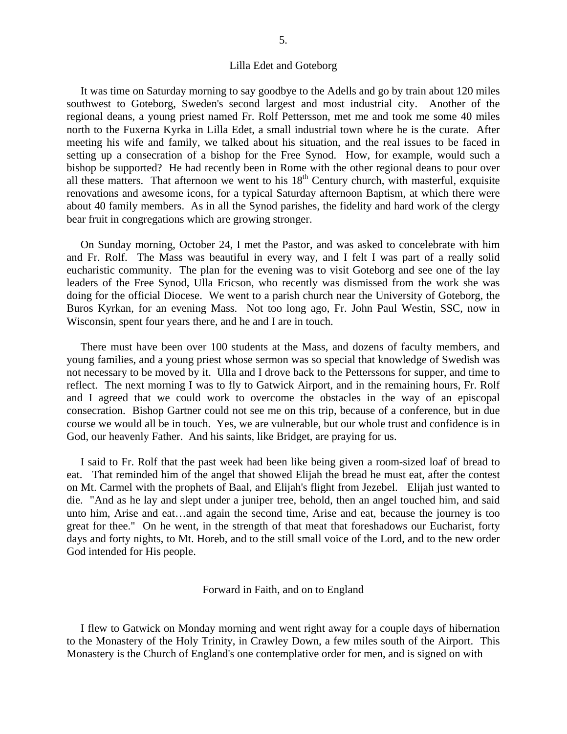## Lilla Edet and Goteborg

It was time on Saturday morning to say goodbye to the Adells and go by train about 120 miles southwest to Goteborg, Sweden's second largest and most industrial city. Another of the regional deans, a young priest named Fr. Rolf Pettersson, met me and took me some 40 miles north to the Fuxerna Kyrka in Lilla Edet, a small industrial town where he is the curate. After meeting his wife and family, we talked about his situation, and the real issues to be faced in setting up a consecration of a bishop for the Free Synod. How, for example, would such a bishop be supported? He had recently been in Rome with the other regional deans to pour over all these matters. That afternoon we went to his 18th Century church, with masterful, exquisite renovations and awesome icons, for a typical Saturday afternoon Baptism, at which there were about 40 family members. As in all the Synod parishes, the fidelity and hard work of the clergy bear fruit in congregations which are growing stronger.

On Sunday morning, October 24, I met the Pastor, and was asked to concelebrate with him and Fr. Rolf. The Mass was beautiful in every way, and I felt I was part of a really solid eucharistic community. The plan for the evening was to visit Goteborg and see one of the lay leaders of the Free Synod, Ulla Ericson, who recently was dismissed from the work she was doing for the official Diocese. We went to a parish church near the University of Goteborg, the Buros Kyrkan, for an evening Mass. Not too long ago, Fr. John Paul Westin, SSC, now in Wisconsin, spent four years there, and he and I are in touch.

There must have been over 100 students at the Mass, and dozens of faculty members, and young families, and a young priest whose sermon was so special that knowledge of Swedish was not necessary to be moved by it. Ulla and I drove back to the Petterssons for supper, and time to reflect. The next morning I was to fly to Gatwick Airport, and in the remaining hours, Fr. Rolf and I agreed that we could work to overcome the obstacles in the way of an episcopal consecration. Bishop Gartner could not see me on this trip, because of a conference, but in due course we would all be in touch. Yes, we are vulnerable, but our whole trust and confidence is in God, our heavenly Father. And his saints, like Bridget, are praying for us.

I said to Fr. Rolf that the past week had been like being given a room-sized loaf of bread to eat. That reminded him of the angel that showed Elijah the bread he must eat, after the contest on Mt. Carmel with the prophets of Baal, and Elijah's flight from Jezebel. Elijah just wanted to die. "And as he lay and slept under a juniper tree, behold, then an angel touched him, and said unto him, Arise and eat…and again the second time, Arise and eat, because the journey is too great for thee." On he went, in the strength of that meat that foreshadows our Eucharist, forty days and forty nights, to Mt. Horeb, and to the still small voice of the Lord, and to the new order God intended for His people.

## Forward in Faith, and on to England

I flew to Gatwick on Monday morning and went right away for a couple days of hibernation to the Monastery of the Holy Trinity, in Crawley Down, a few miles south of the Airport. This Monastery is the Church of England's one contemplative order for men, and is signed on with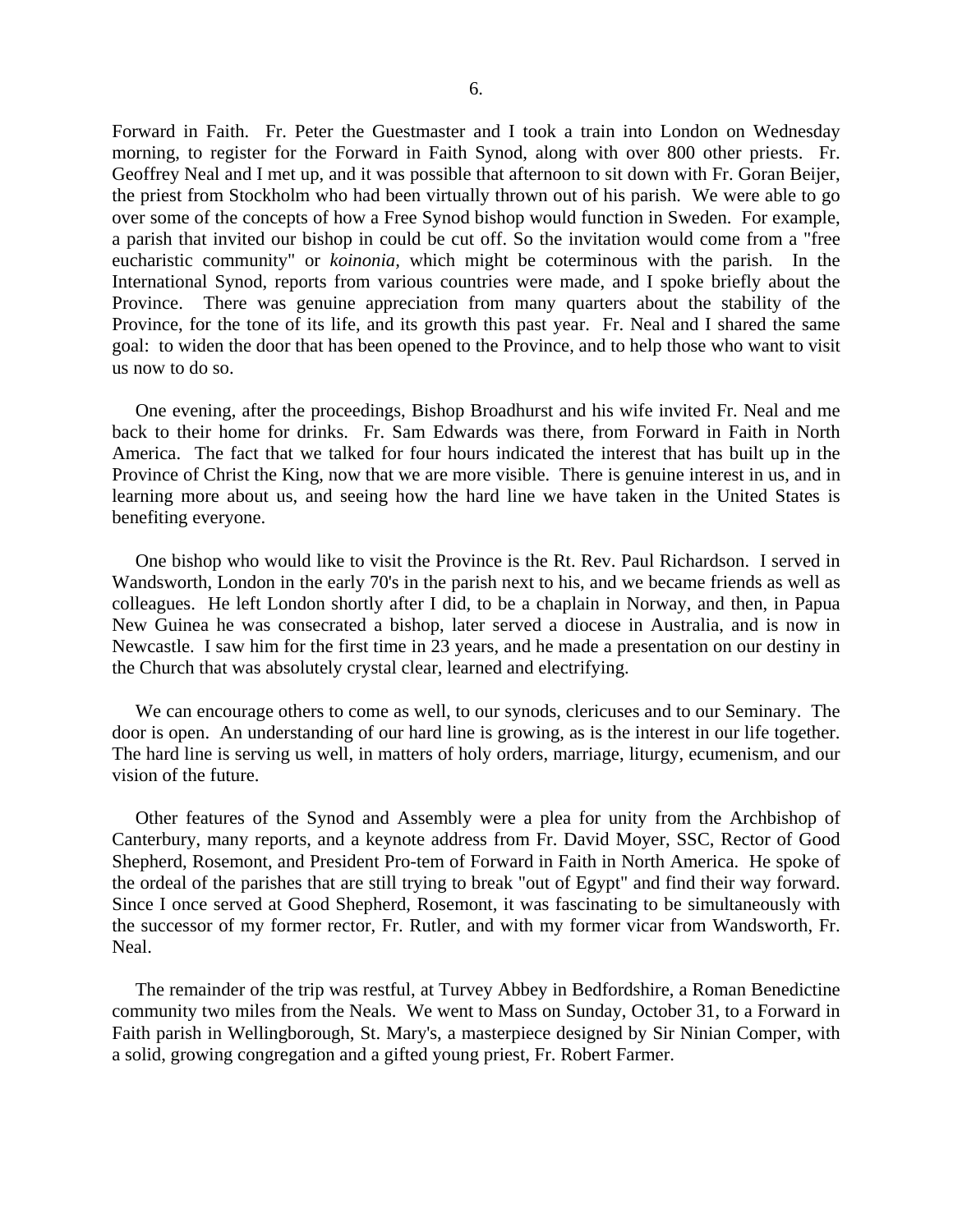Forward in Faith. Fr. Peter the Guestmaster and I took a train into London on Wednesday morning, to register for the Forward in Faith Synod, along with over 800 other priests. Fr. Geoffrey Neal and I met up, and it was possible that afternoon to sit down with Fr. Goran Beijer, the priest from Stockholm who had been virtually thrown out of his parish. We were able to go over some of the concepts of how a Free Synod bishop would function in Sweden. For example, a parish that invited our bishop in could be cut off. So the invitation would come from a "free eucharistic community" or *koinonia*, which might be coterminous with the parish. In the International Synod, reports from various countries were made, and I spoke briefly about the Province. There was genuine appreciation from many quarters about the stability of the Province, for the tone of its life, and its growth this past year. Fr. Neal and I shared the same goal: to widen the door that has been opened to the Province, and to help those who want to visit us now to do so.

One evening, after the proceedings, Bishop Broadhurst and his wife invited Fr. Neal and me back to their home for drinks. Fr. Sam Edwards was there, from Forward in Faith in North America. The fact that we talked for four hours indicated the interest that has built up in the Province of Christ the King, now that we are more visible. There is genuine interest in us, and in learning more about us, and seeing how the hard line we have taken in the United States is benefiting everyone.

One bishop who would like to visit the Province is the Rt. Rev. Paul Richardson. I served in Wandsworth, London in the early 70's in the parish next to his, and we became friends as well as colleagues. He left London shortly after I did, to be a chaplain in Norway, and then, in Papua New Guinea he was consecrated a bishop, later served a diocese in Australia, and is now in Newcastle. I saw him for the first time in 23 years, and he made a presentation on our destiny in the Church that was absolutely crystal clear, learned and electrifying.

We can encourage others to come as well, to our synods, clericuses and to our Seminary. The door is open. An understanding of our hard line is growing, as is the interest in our life together. The hard line is serving us well, in matters of holy orders, marriage, liturgy, ecumenism, and our vision of the future.

Other features of the Synod and Assembly were a plea for unity from the Archbishop of Canterbury, many reports, and a keynote address from Fr. David Moyer, SSC, Rector of Good Shepherd, Rosemont, and President Pro-tem of Forward in Faith in North America. He spoke of the ordeal of the parishes that are still trying to break "out of Egypt" and find their way forward. Since I once served at Good Shepherd, Rosemont, it was fascinating to be simultaneously with the successor of my former rector, Fr. Rutler, and with my former vicar from Wandsworth, Fr. Neal.

The remainder of the trip was restful, at Turvey Abbey in Bedfordshire, a Roman Benedictine community two miles from the Neals. We went to Mass on Sunday, October 31, to a Forward in Faith parish in Wellingborough, St. Mary's, a masterpiece designed by Sir Ninian Comper, with a solid, growing congregation and a gifted young priest, Fr. Robert Farmer.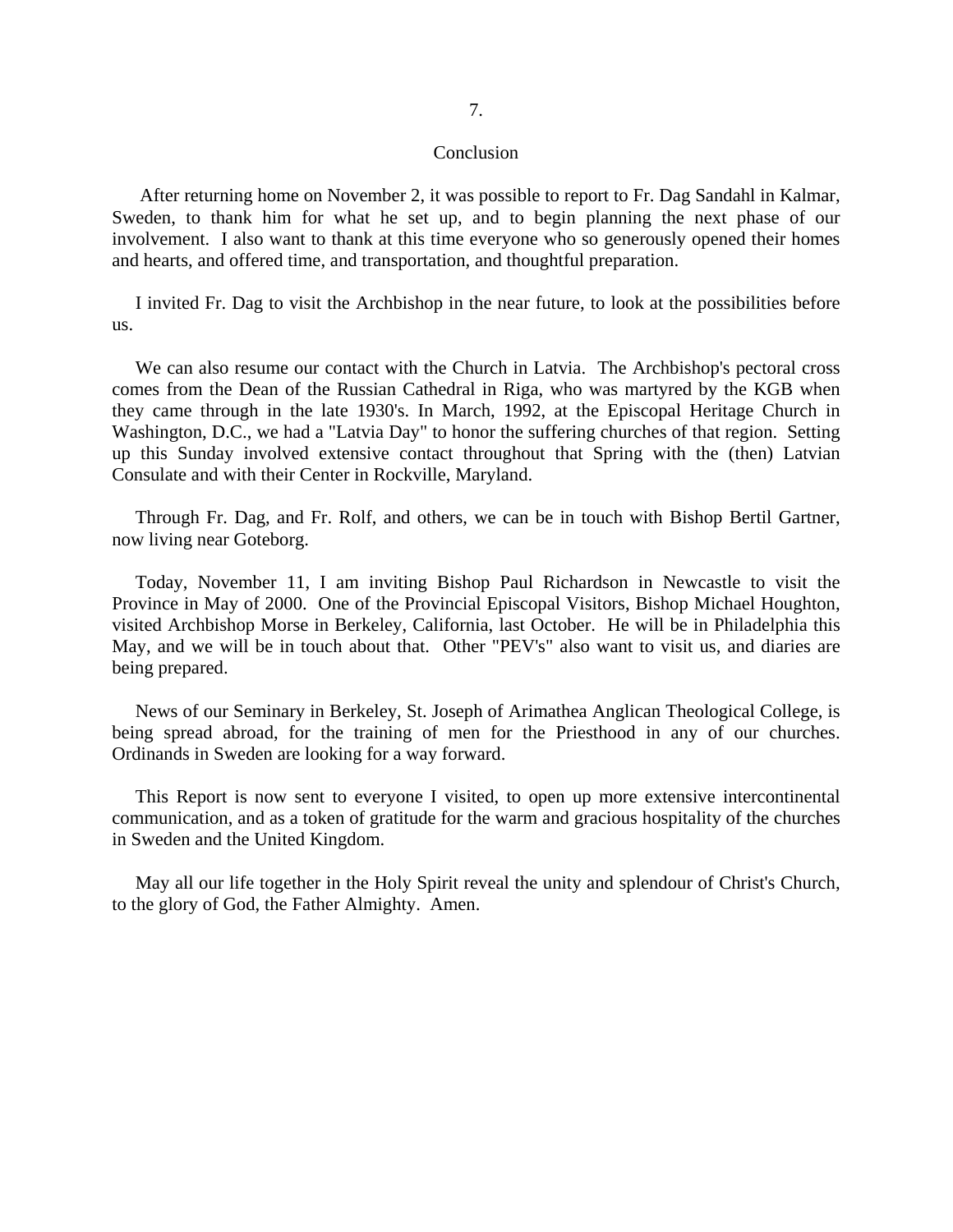## Conclusion

After returning home on November 2, it was possible to report to Fr. Dag Sandahl in Kalmar, Sweden, to thank him for what he set up, and to begin planning the next phase of our involvement. I also want to thank at this time everyone who so generously opened their homes and hearts, and offered time, and transportation, and thoughtful preparation.

I invited Fr. Dag to visit the Archbishop in the near future, to look at the possibilities before us.

We can also resume our contact with the Church in Latvia. The Archbishop's pectoral cross comes from the Dean of the Russian Cathedral in Riga, who was martyred by the KGB when they came through in the late 1930's. In March, 1992, at the Episcopal Heritage Church in Washington, D.C., we had a "Latvia Day" to honor the suffering churches of that region. Setting up this Sunday involved extensive contact throughout that Spring with the (then) Latvian Consulate and with their Center in Rockville, Maryland.

Through Fr. Dag, and Fr. Rolf, and others, we can be in touch with Bishop Bertil Gartner, now living near Goteborg.

Today, November 11, I am inviting Bishop Paul Richardson in Newcastle to visit the Province in May of 2000. One of the Provincial Episcopal Visitors, Bishop Michael Houghton, visited Archbishop Morse in Berkeley, California, last October. He will be in Philadelphia this May, and we will be in touch about that. Other "PEV's" also want to visit us, and diaries are being prepared.

News of our Seminary in Berkeley, St. Joseph of Arimathea Anglican Theological College, is being spread abroad, for the training of men for the Priesthood in any of our churches. Ordinands in Sweden are looking for a way forward.

This Report is now sent to everyone I visited, to open up more extensive intercontinental communication, and as a token of gratitude for the warm and gracious hospitality of the churches in Sweden and the United Kingdom.

May all our life together in the Holy Spirit reveal the unity and splendour of Christ's Church, to the glory of God, the Father Almighty. Amen.